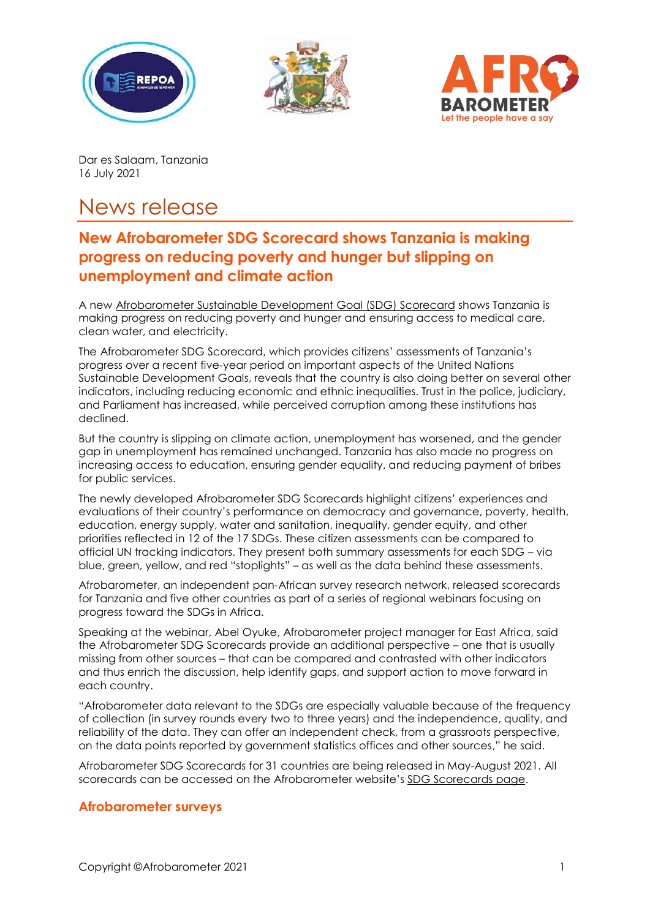Dar es Salaam, Tanzania
16 July 2021

# News release

## New Afrobarometer SDG Scorecard shows Tanzania is making progress on reducing poverty and hunger but slipping on unemployment and climate action

A new Afrobarometer Sustainable Development Goal (SDG) Scorecard shows Tanzania is making progress on reducing poverty and hunger and ensuring access to medical care, clean water, and electricity.

The Afrobarometer SDG Scorecard, which provides citizens' assessments of Tanzania's progress over a recent five-year period on important aspects of the United Nations Sustainable Development Goals, reveals that the country is also doing better on several other indicators, including reducing economic and ethnic inequalities. Trust in the police, judiciary, and Parliament has increased, while perceived corruption among these institutions has declined.

But the country is slipping on climate action, unemployment has worsened, and the gender gap in unemployment has remained unchanged. Tanzania has also made no progress on increasing access to education, ensuring gender equality, and reducing payment of bribes for public services.

The newly developed Afrobarometer SDG Scorecards highlight citizens' experiences and evaluations of their country's performance on democracy and governance, poverty, health, education, energy supply, water and sanitation, inequality, gender equity, and other priorities reflected in 12 of the 17 SDGs. These citizen assessments can be compared to official UN tracking indicators. They present both summary assessments for each SDG – via blue, green, yellow, and red "stoplights" – as well as the data behind these assessments.

Afrobarometer, an independent pan-African survey research network, released scorecards for Tanzania and five other countries as part of a series of regional webinars focusing on progress toward the SDGs in Africa.

Speaking at the webinar, Abel Oyuke, Afrobarometer project manager for East Africa, said the Afrobarometer SDG Scorecards provide an additional perspective – one that is usually missing from other sources – that can be compared and contrasted with other indicators and thus enrich the discussion, help identify gaps, and support action to move forward in each country.

"Afrobarometer data relevant to the SDGs are especially valuable because of the frequency of collection (in survey rounds every two to three years) and the independence, quality, and reliability of the data. They can offer an independent check, from a grassroots perspective, on the data points reported by government statistics offices and other sources," he said.

Afrobarometer SDG Scorecards for 31 countries are being released in May-August 2021. All scorecards can be accessed on the Afrobarometer website's SDG Scorecards page.

### Afrobarometer surveys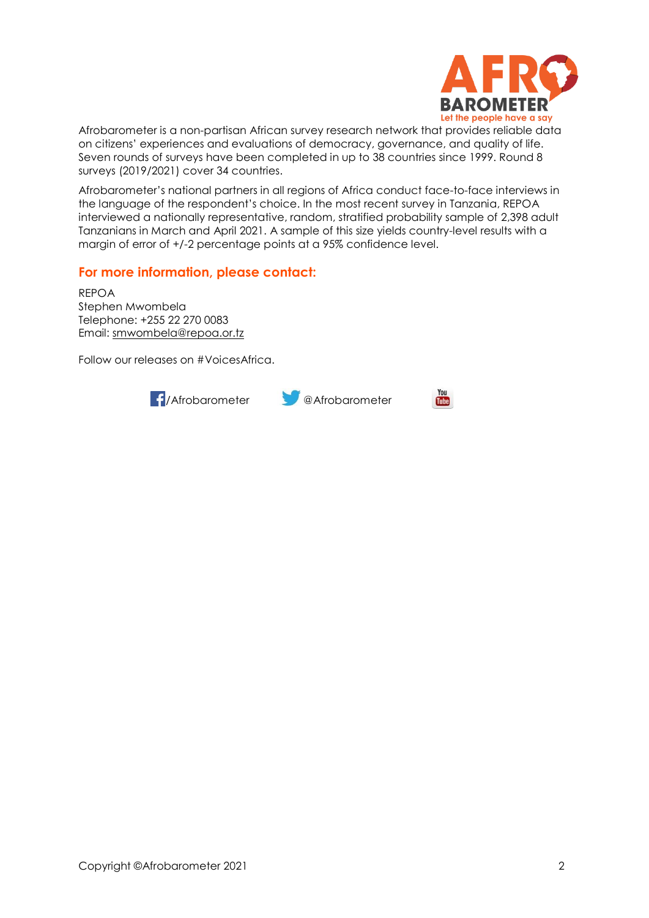Afrobarometer is a non-partisan African survey research network that provides reliable data on citizens' experiences and evaluations of democracy, governance, and quality of life. Seven rounds of surveys have been completed in up to 38 countries since 1999. Round 8 surveys (2019/2021) cover 34 countries.

Afrobarometer's national partners in all regions of Africa conduct face-to-face interviews in the language of the respondent's choice. In the most recent survey in Tanzania, REPOA interviewed a nationally representative, random, stratified probability sample of 2,398 adult Tanzanians in March and April 2021. A sample of this size yields country-level results with a margin of error of +/-2 percentage points at a 95% confidence level.

## For more information, please contact:

REPOA
Stephen Mwombela
Telephone: +255 22 270 0083
Email: smwombela@repoa.or.tz

Follow our releases on #VoicesAfrica.

/Afrobarometer @Afrobarometer

Copyright ©Afrobarometer 2021